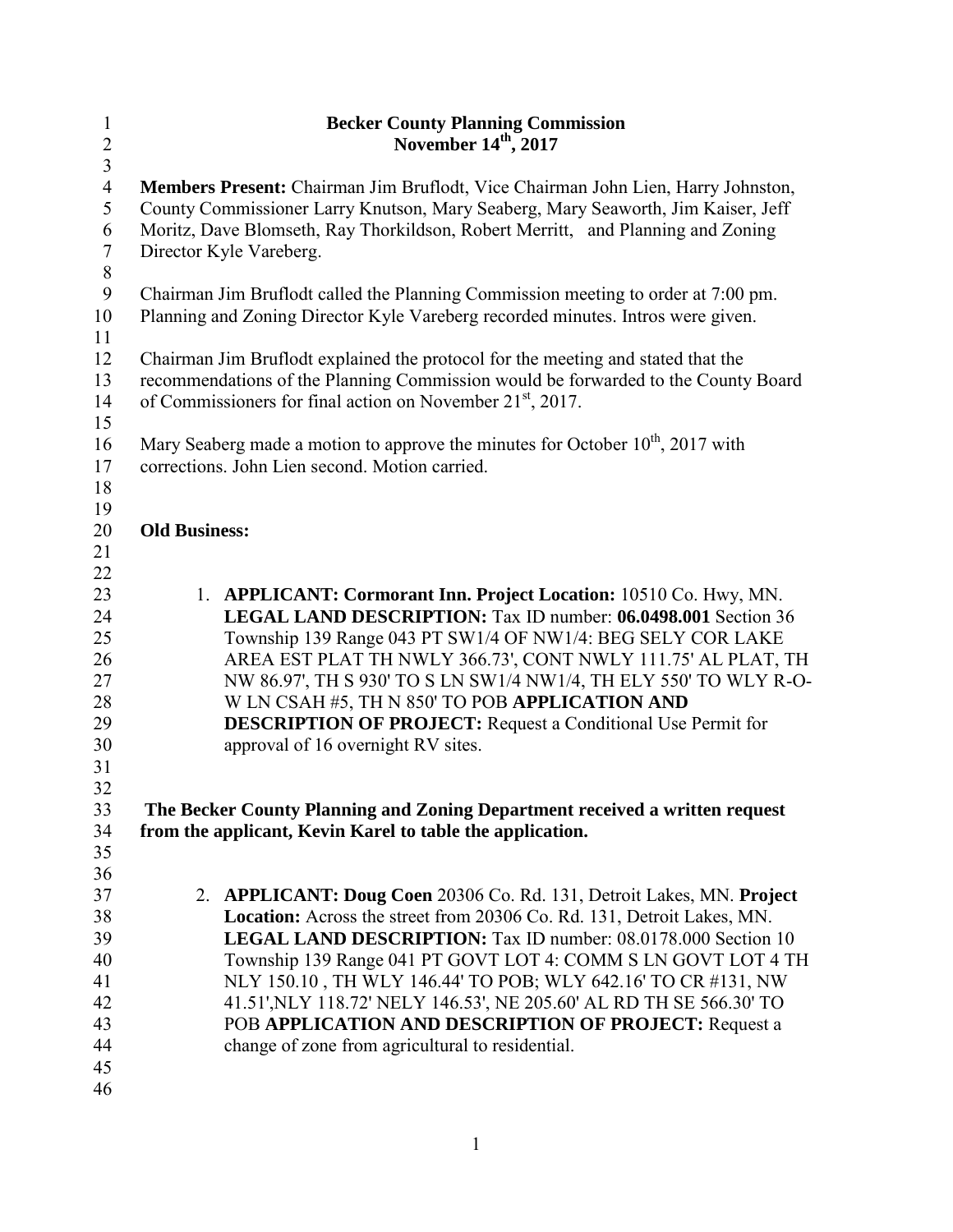# Becker County Planning Commission
## November 14th, 2017

**Members Present:** Chairman Jim Bruflodt, Vice Chairman John Lien, Harry Johnston, County Commissioner Larry Knutson, Mary Seaberg, Mary Seaworth, Jim Kaiser, Jeff Moritz, Dave Blomseth, Ray Thorkildson, Robert Merritt, and Planning and Zoning Director Kyle Vareberg.

Chairman Jim Bruflodt called the Planning Commission meeting to order at 7:00 pm. Planning and Zoning Director Kyle Vareberg recorded minutes. Intros were given.

Chairman Jim Bruflodt explained the protocol for the meeting and stated that the recommendations of the Planning Commission would be forwarded to the County Board of Commissioners for final action on November 21st, 2017.

Mary Seaberg made a motion to approve the minutes for October 10th, 2017 with corrections. John Lien second. Motion carried.

**Old Business:**

1. **APPLICANT: Cormorant Inn. Project Location:** 10510 Co. Hwy, MN. **LEGAL LAND DESCRIPTION:** Tax ID number: **06.0498.001** Section 36 Township 139 Range 043 PT SW1/4 OF NW1/4: BEG SELY COR LAKE AREA EST PLAT TH NWLY 366.73', CONT NWLY 111.75' AL PLAT, TH NW 86.97', TH S 930' TO S LN SW1/4 NW1/4, TH ELY 550' TO WLY R-O-W LN CSAH #5, TH N 850' TO POB **APPLICATION AND DESCRIPTION OF PROJECT:** Request a Conditional Use Permit for approval of 16 overnight RV sites.

**The Becker County Planning and Zoning Department received a written request from the applicant, Kevin Karel to table the application.**

2. **APPLICANT: Doug Coen** 20306 Co. Rd. 131, Detroit Lakes, MN. **Project Location:** Across the street from 20306 Co. Rd. 131, Detroit Lakes, MN. **LEGAL LAND DESCRIPTION:** Tax ID number: 08.0178.000 Section 10 Township 139 Range 041 PT GOVT LOT 4: COMM S LN GOVT LOT 4 TH NLY 150.10 , TH WLY 146.44' TO POB; WLY 642.16' TO CR #131, NW 41.51',NLY 118.72' NELY 146.53', NE 205.60' AL RD TH SE 566.30' TO POB **APPLICATION AND DESCRIPTION OF PROJECT:** Request a change of zone from agricultural to residential.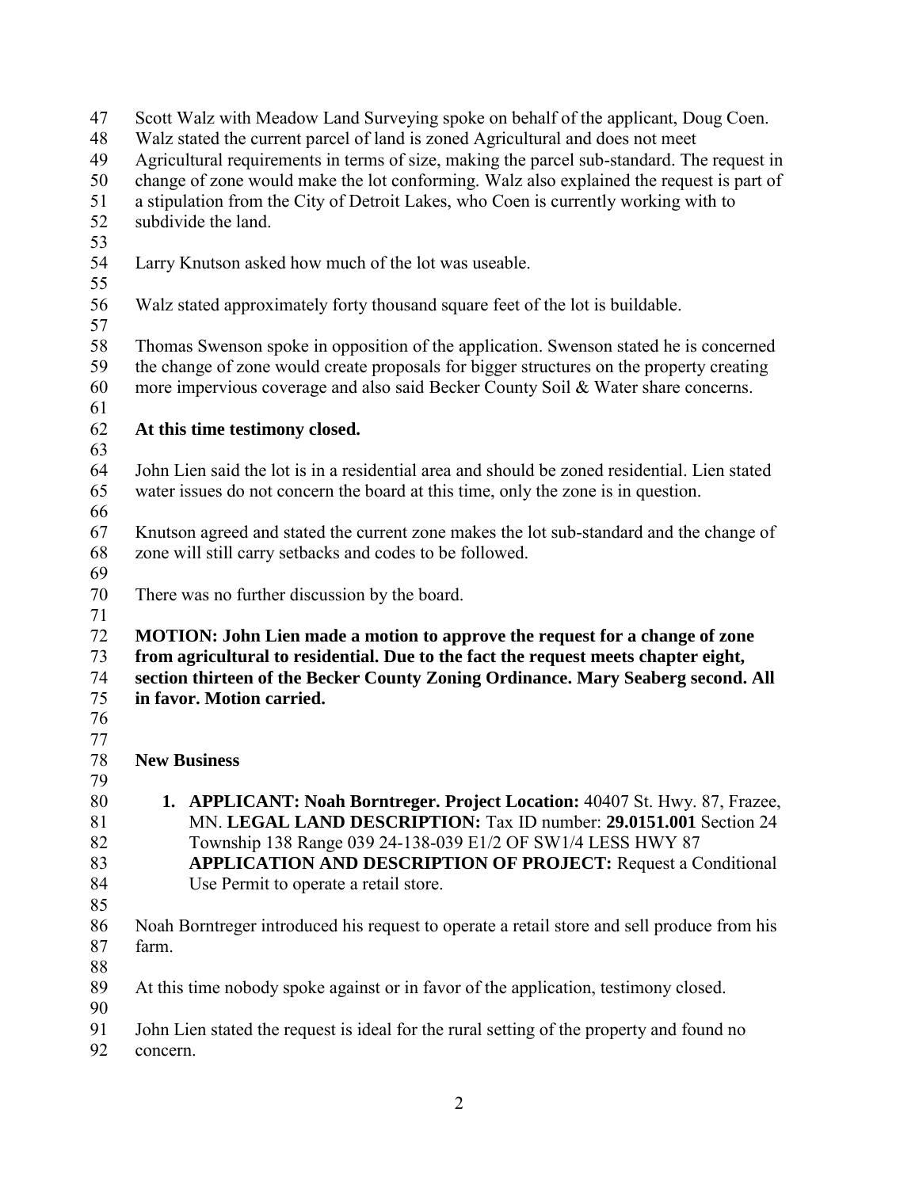Scott Walz with Meadow Land Surveying spoke on behalf of the applicant, Doug Coen. Walz stated the current parcel of land is zoned Agricultural and does not meet Agricultural requirements in terms of size, making the parcel sub-standard. The request in change of zone would make the lot conforming. Walz also explained the request is part of a stipulation from the City of Detroit Lakes, who Coen is currently working with to subdivide the land.

Larry Knutson asked how much of the lot was useable.

Walz stated approximately forty thousand square feet of the lot is buildable.

Thomas Swenson spoke in opposition of the application. Swenson stated he is concerned the change of zone would create proposals for bigger structures on the property creating more impervious coverage and also said Becker County Soil & Water share concerns.

**At this time testimony closed.**

John Lien said the lot is in a residential area and should be zoned residential. Lien stated water issues do not concern the board at this time, only the zone is in question.

Knutson agreed and stated the current zone makes the lot sub-standard and the change of zone will still carry setbacks and codes to be followed.

There was no further discussion by the board.

**MOTION: John Lien made a motion to approve the request for a change of zone from agricultural to residential. Due to the fact the request meets chapter eight, section thirteen of the Becker County Zoning Ordinance. Mary Seaberg second. All in favor. Motion carried.**

**New Business**

1. **APPLICANT: Noah Borntreger. Project Location:** 40407 St. Hwy. 87, Frazee, MN. **LEGAL LAND DESCRIPTION:** Tax ID number: **29.0151.001** Section 24 Township 138 Range 039 24-138-039 E1/2 OF SW1/4 LESS HWY 87 **APPLICATION AND DESCRIPTION OF PROJECT:** Request a Conditional Use Permit to operate a retail store.

Noah Borntreger introduced his request to operate a retail store and sell produce from his farm.

At this time nobody spoke against or in favor of the application, testimony closed.

John Lien stated the request is ideal for the rural setting of the property and found no concern.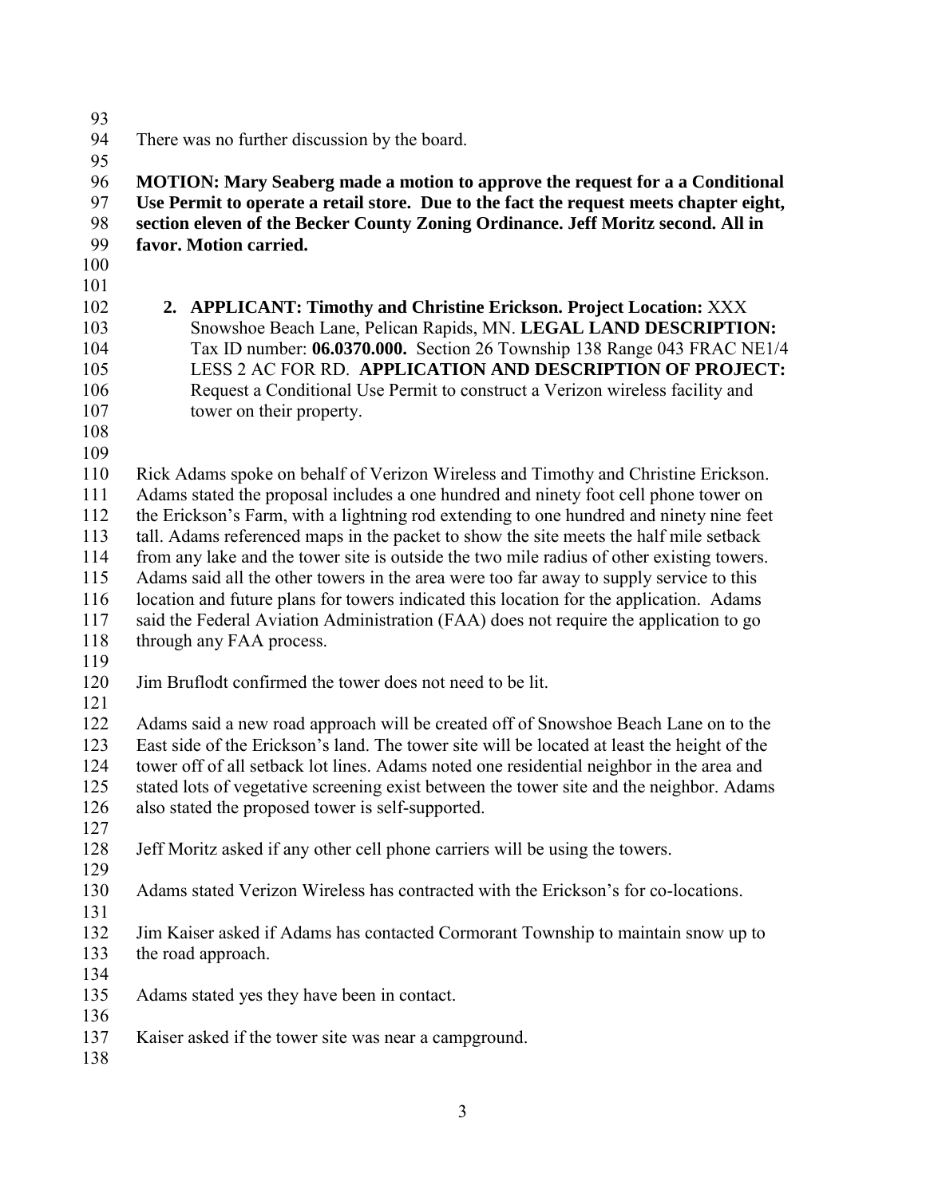There was no further discussion by the board.

**MOTION: Mary Seaberg made a motion to approve the request for a a Conditional Use Permit to operate a retail store. Due to the fact the request meets chapter eight, section eleven of the Becker County Zoning Ordinance. Jeff Moritz second. All in favor. Motion carried.**

2. **APPLICANT: Timothy and Christine Erickson. Project Location:** XXX Snowshoe Beach Lane, Pelican Rapids, MN. **LEGAL LAND DESCRIPTION:** Tax ID number: **06.0370.000.** Section 26 Township 138 Range 043 FRAC NE1/4 LESS 2 AC FOR RD. **APPLICATION AND DESCRIPTION OF PROJECT:** Request a Conditional Use Permit to construct a Verizon wireless facility and tower on their property.

Rick Adams spoke on behalf of Verizon Wireless and Timothy and Christine Erickson. Adams stated the proposal includes a one hundred and ninety foot cell phone tower on the Erickson's Farm, with a lightning rod extending to one hundred and ninety nine feet tall. Adams referenced maps in the packet to show the site meets the half mile setback from any lake and the tower site is outside the two mile radius of other existing towers. Adams said all the other towers in the area were too far away to supply service to this location and future plans for towers indicated this location for the application. Adams said the Federal Aviation Administration (FAA) does not require the application to go through any FAA process.

Jim Bruflodt confirmed the tower does not need to be lit.

Adams said a new road approach will be created off of Snowshoe Beach Lane on to the East side of the Erickson's land. The tower site will be located at least the height of the tower off of all setback lot lines. Adams noted one residential neighbor in the area and stated lots of vegetative screening exist between the tower site and the neighbor. Adams also stated the proposed tower is self-supported.

Jeff Moritz asked if any other cell phone carriers will be using the towers.

Adams stated Verizon Wireless has contracted with the Erickson's for co-locations.

Jim Kaiser asked if Adams has contacted Cormorant Township to maintain snow up to the road approach.

Adams stated yes they have been in contact.

Kaiser asked if the tower site was near a campground.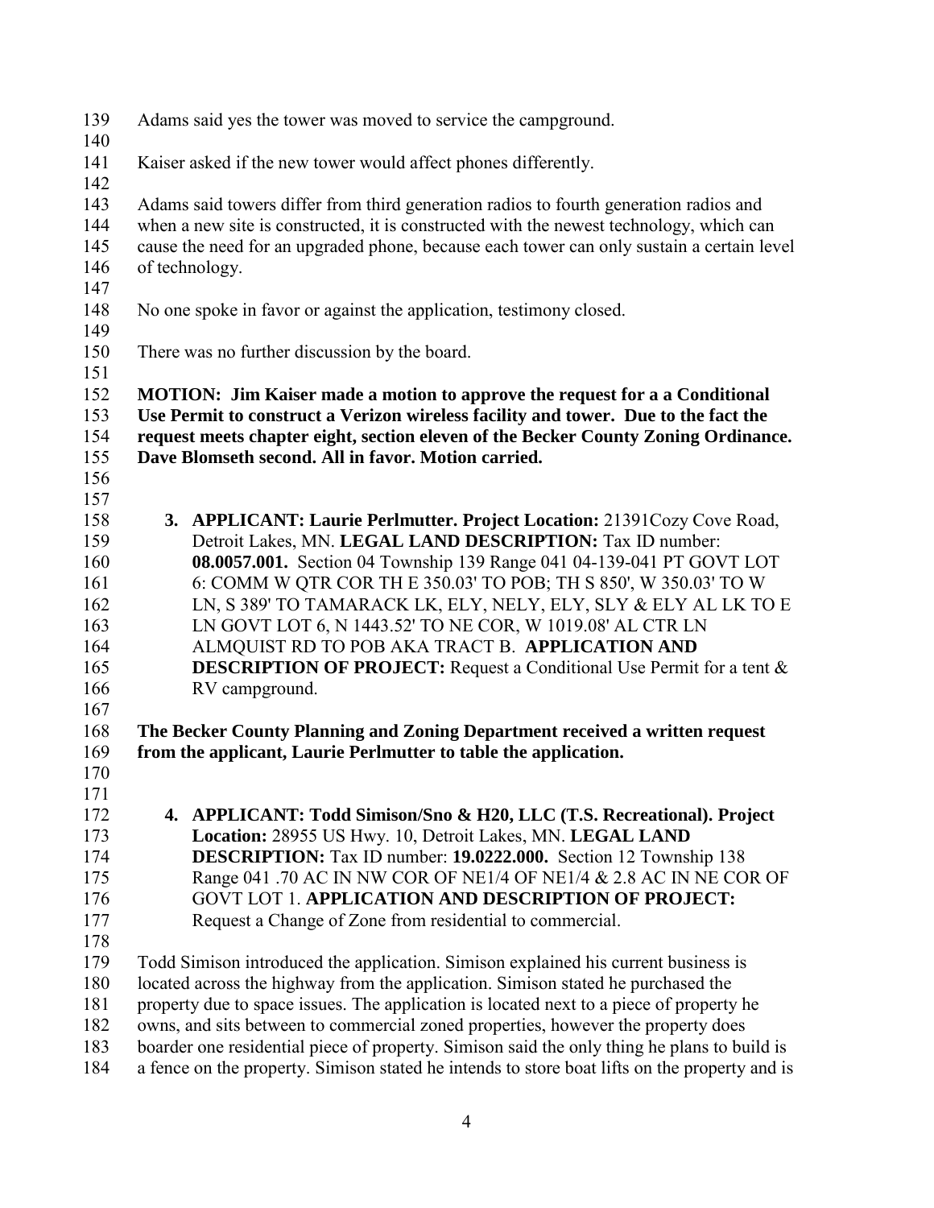Adams said yes the tower was moved to service the campground.

Kaiser asked if the new tower would affect phones differently.

Adams said towers differ from third generation radios to fourth generation radios and when a new site is constructed, it is constructed with the newest technology, which can cause the need for an upgraded phone, because each tower can only sustain a certain level of technology.

No one spoke in favor or against the application, testimony closed.

There was no further discussion by the board.

**MOTION: Jim Kaiser made a motion to approve the request for a a Conditional Use Permit to construct a Verizon wireless facility and tower. Due to the fact the request meets chapter eight, section eleven of the Becker County Zoning Ordinance. Dave Blomseth second. All in favor. Motion carried.**

3. **APPLICANT: Laurie Perlmutter. Project Location:** 21391Cozy Cove Road, Detroit Lakes, MN. **LEGAL LAND DESCRIPTION:** Tax ID number: **08.0057.001.** Section 04 Township 139 Range 041 04-139-041 PT GOVT LOT 6: COMM W QTR COR TH E 350.03' TO POB; TH S 850', W 350.03' TO W LN, S 389' TO TAMARACK LK, ELY, NELY, ELY, SLY & ELY AL LK TO E LN GOVT LOT 6, N 1443.52' TO NE COR, W 1019.08' AL CTR LN ALMQUIST RD TO POB AKA TRACT B. **APPLICATION AND DESCRIPTION OF PROJECT:** Request a Conditional Use Permit for a tent & RV campground.

**The Becker County Planning and Zoning Department received a written request from the applicant, Laurie Perlmutter to table the application.**

4. **APPLICANT: Todd Simison/Sno & H20, LLC (T.S. Recreational). Project Location:** 28955 US Hwy. 10, Detroit Lakes, MN. **LEGAL LAND DESCRIPTION:** Tax ID number: **19.0222.000.** Section 12 Township 138 Range 041 .70 AC IN NW COR OF NE1/4 OF NE1/4 & 2.8 AC IN NE COR OF GOVT LOT 1. **APPLICATION AND DESCRIPTION OF PROJECT:** Request a Change of Zone from residential to commercial.

Todd Simison introduced the application. Simison explained his current business is located across the highway from the application. Simison stated he purchased the property due to space issues. The application is located next to a piece of property he owns, and sits between to commercial zoned properties, however the property does boarder one residential piece of property. Simison said the only thing he plans to build is a fence on the property. Simison stated he intends to store boat lifts on the property and is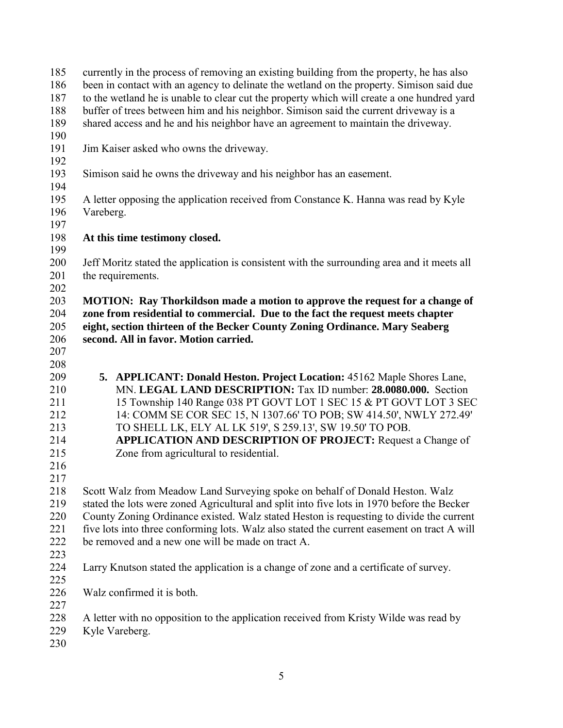currently in the process of removing an existing building from the property, he has also been in contact with an agency to delinate the wetland on the property. Simison said due to the wetland he is unable to clear cut the property which will create a one hundred yard buffer of trees between him and his neighbor. Simison said the current driveway is a shared access and he and his neighbor have an agreement to maintain the driveway.

Jim Kaiser asked who owns the driveway.

Simison said he owns the driveway and his neighbor has an easement.

A letter opposing the application received from Constance K. Hanna was read by Kyle Vareberg.

**At this time testimony closed.**

Jeff Moritz stated the application is consistent with the surrounding area and it meets all the requirements.

**MOTION: Ray Thorkildson made a motion to approve the request for a change of zone from residential to commercial. Due to the fact the request meets chapter eight, section thirteen of the Becker County Zoning Ordinance. Mary Seaberg second. All in favor. Motion carried.**

5. **APPLICANT: Donald Heston. Project Location:** 45162 Maple Shores Lane, MN. **LEGAL LAND DESCRIPTION:** Tax ID number: **28.0080.000.** Section 15 Township 140 Range 038 PT GOVT LOT 1 SEC 15 & PT GOVT LOT 3 SEC 14: COMM SE COR SEC 15, N 1307.66' TO POB; SW 414.50', NWLY 272.49' TO SHELL LK, ELY AL LK 519', S 259.13', SW 19.50' TO POB. **APPLICATION AND DESCRIPTION OF PROJECT:** Request a Change of Zone from agricultural to residential.

Scott Walz from Meadow Land Surveying spoke on behalf of Donald Heston. Walz stated the lots were zoned Agricultural and split into five lots in 1970 before the Becker County Zoning Ordinance existed. Walz stated Heston is requesting to divide the current five lots into three conforming lots. Walz also stated the current easement on tract A will be removed and a new one will be made on tract A.

Larry Knutson stated the application is a change of zone and a certificate of survey.

Walz confirmed it is both.

A letter with no opposition to the application received from Kristy Wilde was read by Kyle Vareberg.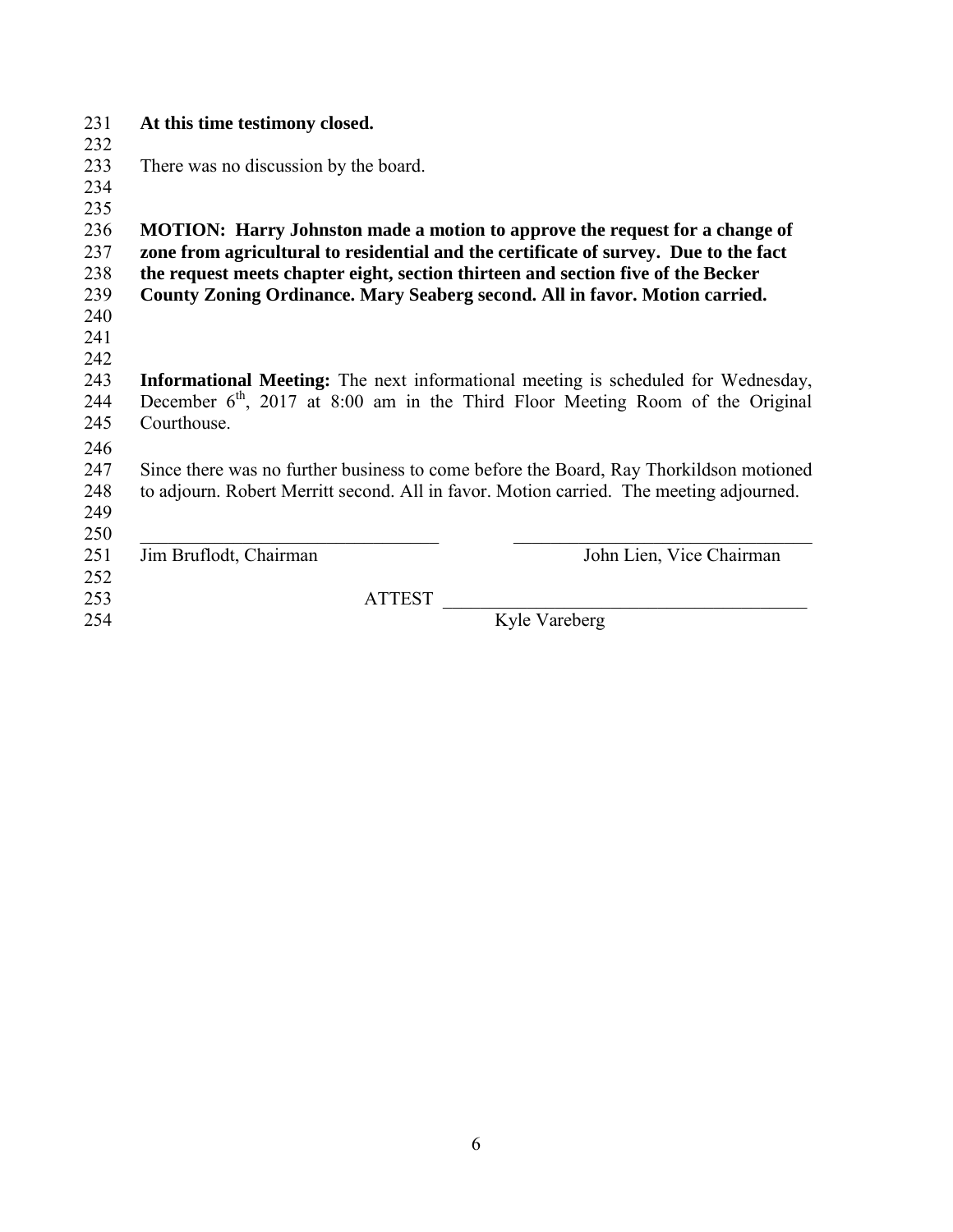**At this time testimony closed.**

There was no discussion by the board.

**MOTION: Harry Johnston made a motion to approve the request for a change of zone from agricultural to residential and the certificate of survey. Due to the fact the request meets chapter eight, section thirteen and section five of the Becker County Zoning Ordinance. Mary Seaberg second. All in favor. Motion carried.**

**Informational Meeting:** The next informational meeting is scheduled for Wednesday, December 6th, 2017 at 8:00 am in the Third Floor Meeting Room of the Original Courthouse.

Since there was no further business to come before the Board, Ray Thorkildson motioned to adjourn. Robert Merritt second. All in favor. Motion carried. The meeting adjourned.

\_\_\_\_\_\_\_\_\_\_\_\_\_\_\_\_\_\_\_\_\_\_\_\_\_\_\_\_\_\_\_\_ \_\_\_\_\_\_\_\_\_\_\_\_\_\_\_\_\_\_\_\_\_\_\_\_\_\_\_\_\_\_\_\_

Jim Bruflodt, Chairman John Lien, Vice Chairman

ATTEST \_\_\_\_\_\_\_\_\_\_\_\_\_\_\_\_\_\_\_\_\_\_\_\_\_\_\_\_\_\_\_\_\_\_\_\_\_

Kyle Vareberg